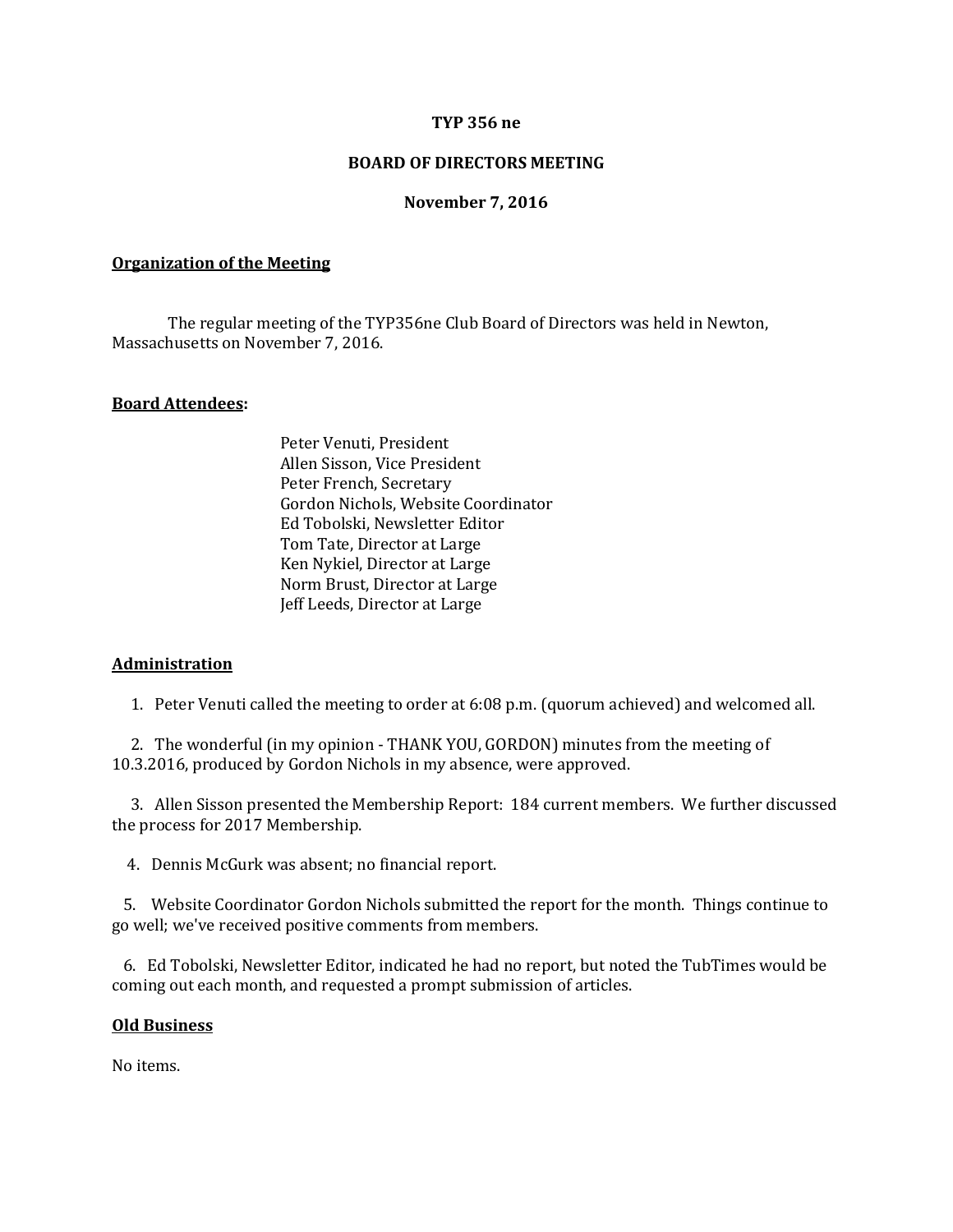**TYP 356 ne**

**BOARD OF DIRECTORS MEETING**

**November 7, 2016**

**Organization of the Meeting**

The regular meeting of the TYP356ne Club Board of Directors was held in Newton, Massachusetts on November 7, 2016.

**Board Attendees:**

Peter Venuti, President
Allen Sisson, Vice President
Peter French, Secretary
Gordon Nichols, Website Coordinator
Ed Tobolski, Newsletter Editor
Tom Tate, Director at Large
Ken Nykiel, Director at Large
Norm Brust, Director at Large
Jeff Leeds, Director at Large

**Administration**

1. Peter Venuti called the meeting to order at 6:08 p.m. (quorum achieved) and welcomed all.

2. The wonderful (in my opinion - THANK YOU, GORDON) minutes from the meeting of 10.3.2016, produced by Gordon Nichols in my absence, were approved.

3. Allen Sisson presented the Membership Report: 184 current members. We further discussed the process for 2017 Membership.

4. Dennis McGurk was absent; no financial report.

5. Website Coordinator Gordon Nichols submitted the report for the month. Things continue to go well; we've received positive comments from members.

6. Ed Tobolski, Newsletter Editor, indicated he had no report, but noted the TubTimes would be coming out each month, and requested a prompt submission of articles.

**Old Business**

No items.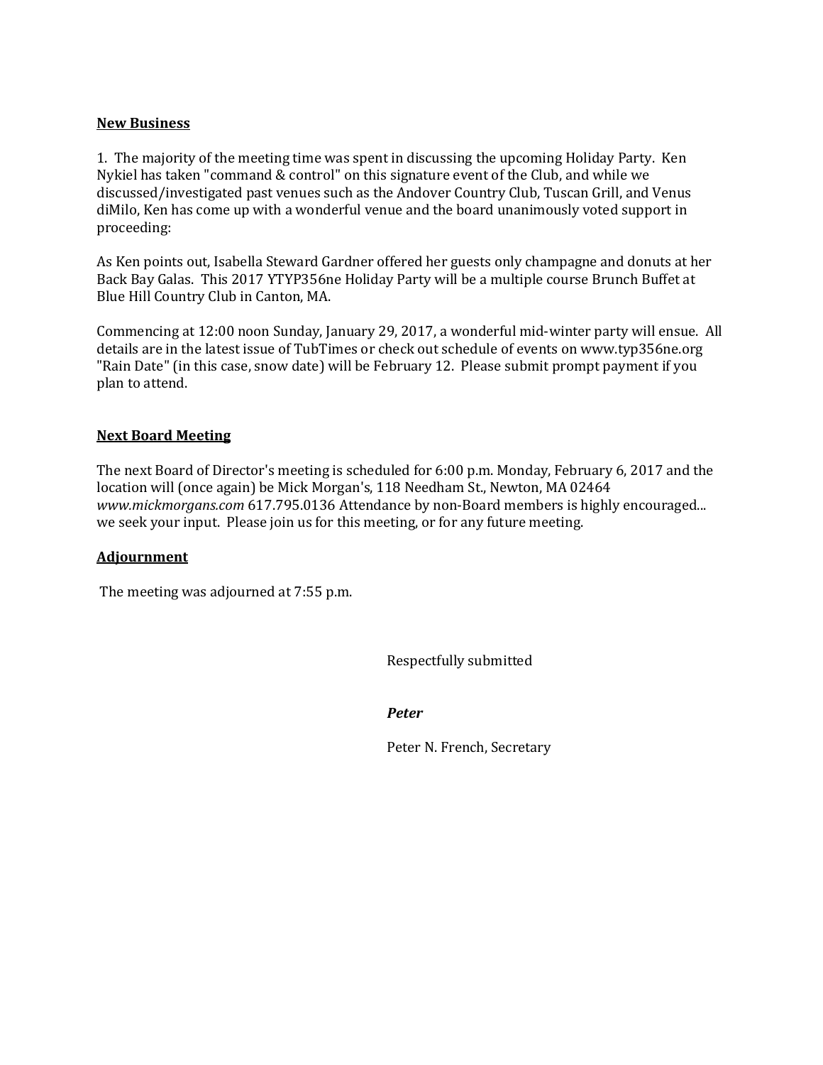**New Business**

1. The majority of the meeting time was spent in discussing the upcoming Holiday Party. Ken Nykiel has taken "command & control" on this signature event of the Club, and while we discussed/investigated past venues such as the Andover Country Club, Tuscan Grill, and Venus diMilo, Ken has come up with a wonderful venue and the board unanimously voted support in proceeding:

As Ken points out, Isabella Steward Gardner offered her guests only champagne and donuts at her Back Bay Galas. This 2017 YTYP356ne Holiday Party will be a multiple course Brunch Buffet at Blue Hill Country Club in Canton, MA.

Commencing at 12:00 noon Sunday, January 29, 2017, a wonderful mid-winter party will ensue. All details are in the latest issue of TubTimes or check out schedule of events on www.typ356ne.org "Rain Date" (in this case, snow date) will be February 12. Please submit prompt payment if you plan to attend.

**Next Board Meeting**

The next Board of Director's meeting is scheduled for 6:00 p.m. Monday, February 6, 2017 and the location will (once again) be Mick Morgan's, 118 Needham St., Newton, MA 02464 *www.mickmorgans.com* 617.795.0136 Attendance by non-Board members is highly encouraged... we seek your input. Please join us for this meeting, or for any future meeting.

**Adjournment**

The meeting was adjourned at 7:55 p.m.

Respectfully submitted

***Peter***

Peter N. French, Secretary